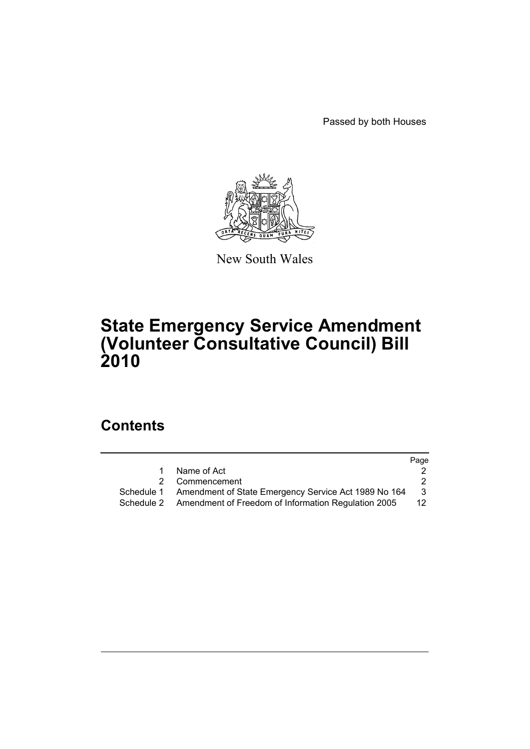Passed by both Houses

New South Wales

# State Emergency Service Amendment (Volunteer Consultative Council) Bill 2010

## Contents

| | | Page |
|---|---|---|
| 1 | Name of Act | 2 |
| 2 | Commencement | 2 |
| Schedule 1 | Amendment of State Emergency Service Act 1989 No 164 | 3 |
| Schedule 2 | Amendment of Freedom of Information Regulation 2005 | 12 |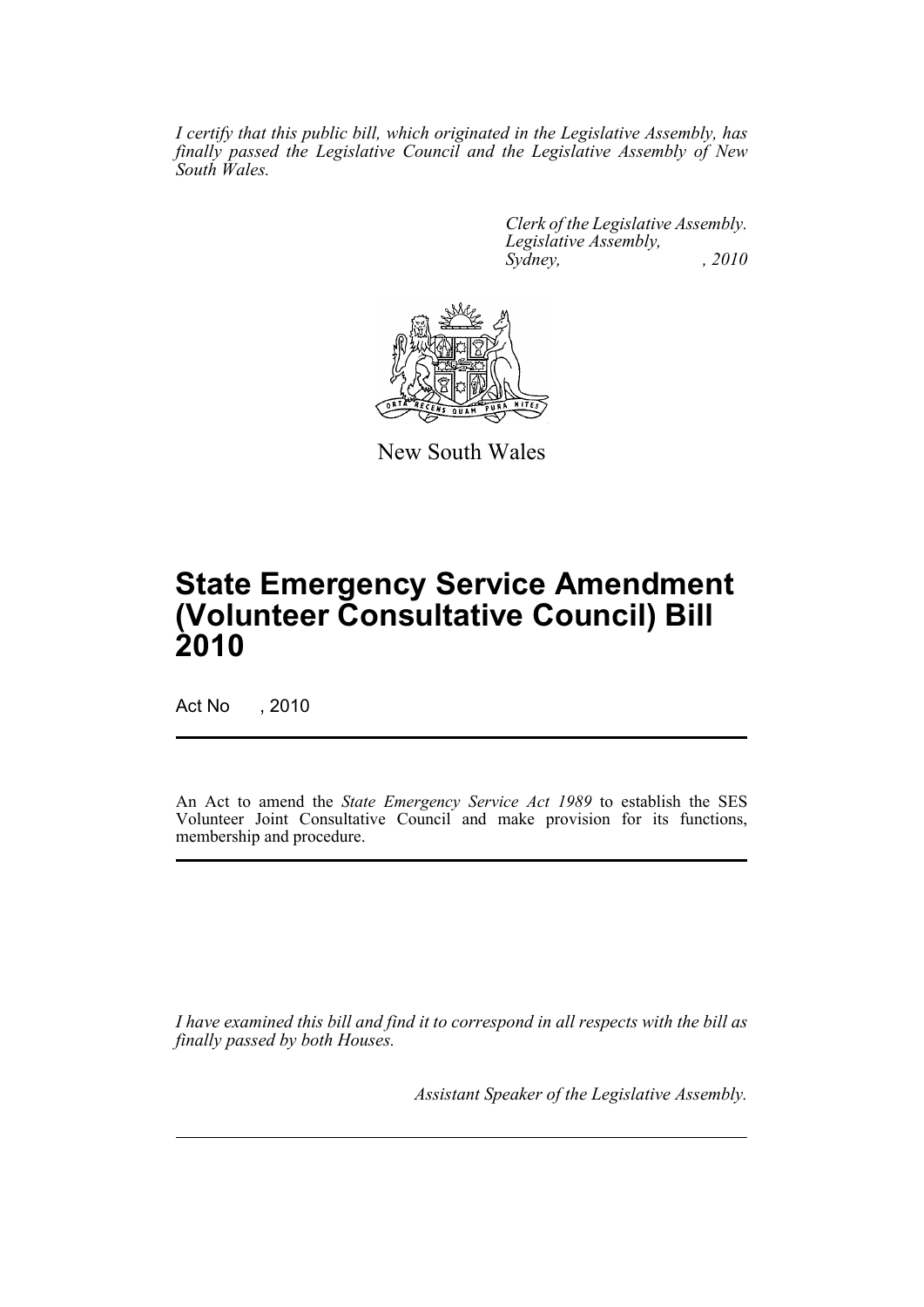*I certify that this public bill, which originated in the Legislative Assembly, has finally passed the Legislative Council and the Legislative Assembly of New South Wales.*

*Clerk of the Legislative Assembly.*
*Legislative Assembly,*
*Sydney, , 2010*

New South Wales

# State Emergency Service Amendment (Volunteer Consultative Council) Bill 2010

Act No , 2010

An Act to amend the *State Emergency Service Act 1989* to establish the SES Volunteer Joint Consultative Council and make provision for its functions, membership and procedure.

*I have examined this bill and find it to correspond in all respects with the bill as finally passed by both Houses.*

*Assistant Speaker of the Legislative Assembly.*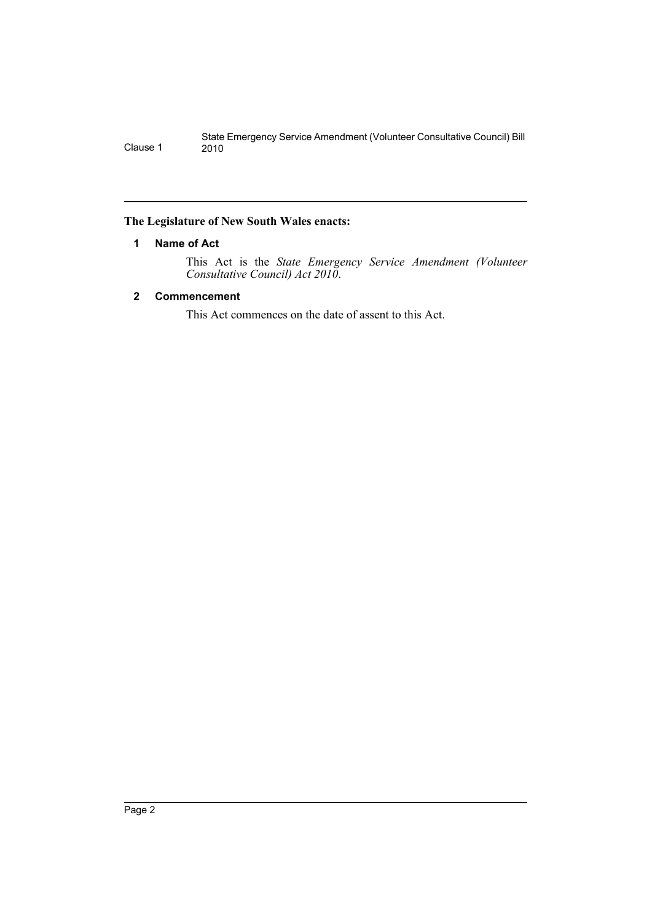**The Legislature of New South Wales enacts:**

### 1 Name of Act

This Act is the *State Emergency Service Amendment (Volunteer Consultative Council) Act 2010*.

### 2 Commencement

This Act commences on the date of assent to this Act.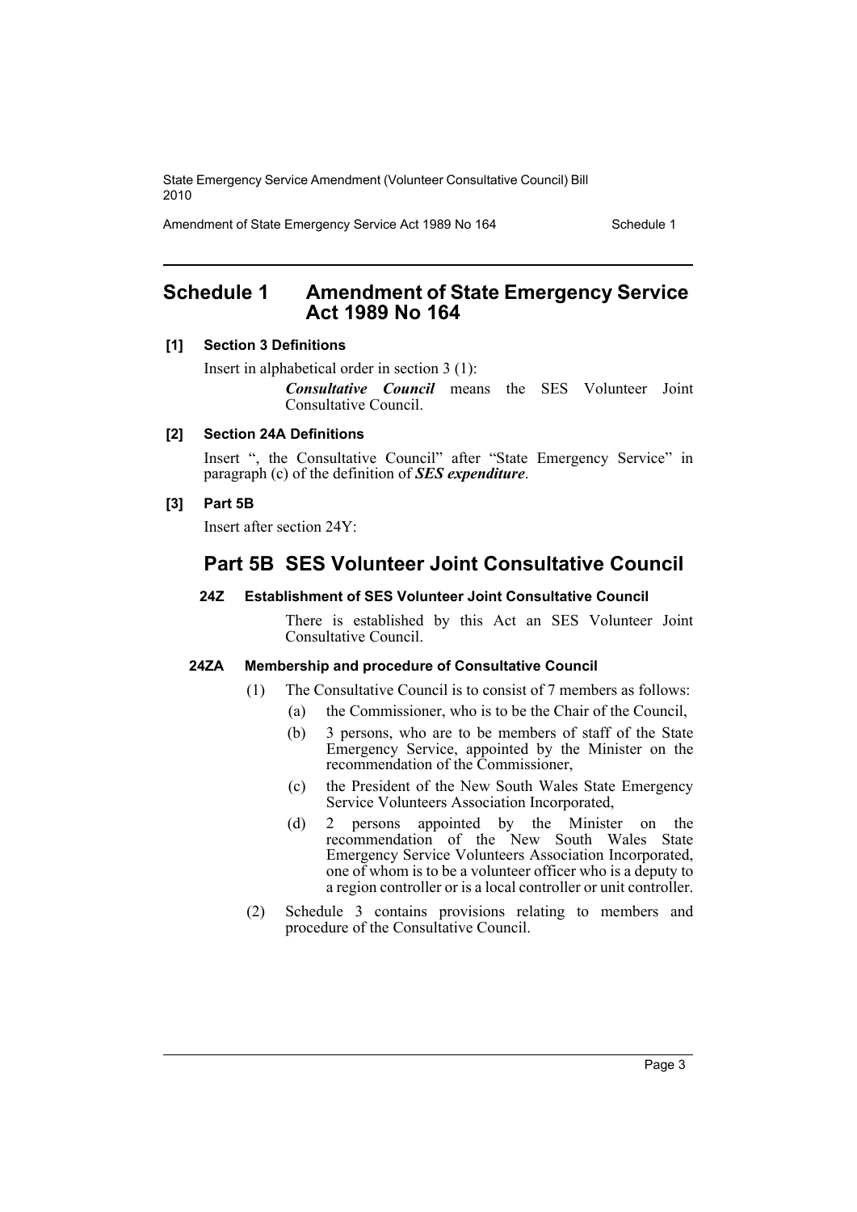## Schedule 1 Amendment of State Emergency Service Act 1989 No 164

**[1] Section 3 Definitions**

Insert in alphabetical order in section 3 (1):

> ***Consultative Council*** means the SES Volunteer Joint Consultative Council.

**[2] Section 24A Definitions**

Insert ", the Consultative Council" after "State Emergency Service" in paragraph (c) of the definition of ***SES expenditure***.

**[3] Part 5B**

Insert after section 24Y:

## Part 5B SES Volunteer Joint Consultative Council

#### 24Z Establishment of SES Volunteer Joint Consultative Council

There is established by this Act an SES Volunteer Joint Consultative Council.

#### 24ZA Membership and procedure of Consultative Council

(1) The Consultative Council is to consist of 7 members as follows:

- (a) the Commissioner, who is to be the Chair of the Council,
- (b) 3 persons, who are to be members of staff of the State Emergency Service, appointed by the Minister on the recommendation of the Commissioner,
- (c) the President of the New South Wales State Emergency Service Volunteers Association Incorporated,
- (d) 2 persons appointed by the Minister on the recommendation of the New South Wales State Emergency Service Volunteers Association Incorporated, one of whom is to be a volunteer officer who is a deputy to a region controller or is a local controller or unit controller.

(2) Schedule 3 contains provisions relating to members and procedure of the Consultative Council.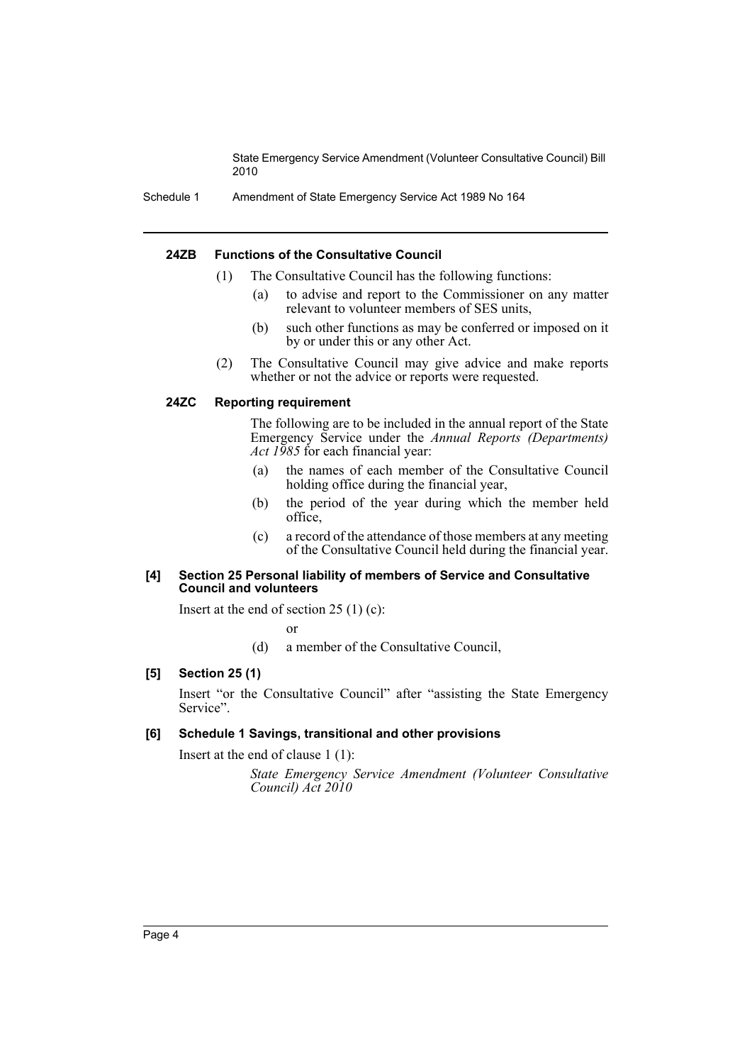#### 24ZB Functions of the Consultative Council

(1) The Consultative Council has the following functions:

(a) to advise and report to the Commissioner on any matter relevant to volunteer members of SES units,

(b) such other functions as may be conferred or imposed on it by or under this or any other Act.

(2) The Consultative Council may give advice and make reports whether or not the advice or reports were requested.

#### 24ZC Reporting requirement

The following are to be included in the annual report of the State Emergency Service under the *Annual Reports (Departments) Act 1985* for each financial year:

(a) the names of each member of the Consultative Council holding office during the financial year,

(b) the period of the year during which the member held office,

(c) a record of the attendance of those members at any meeting of the Consultative Council held during the financial year.

#### [4] Section 25 Personal liability of members of Service and Consultative Council and volunteers

Insert at the end of section 25 (1) (c):

or

(d) a member of the Consultative Council,

#### [5] Section 25 (1)

Insert "or the Consultative Council" after "assisting the State Emergency Service".

#### [6] Schedule 1 Savings, transitional and other provisions

Insert at the end of clause 1 (1):

*State Emergency Service Amendment (Volunteer Consultative Council) Act 2010*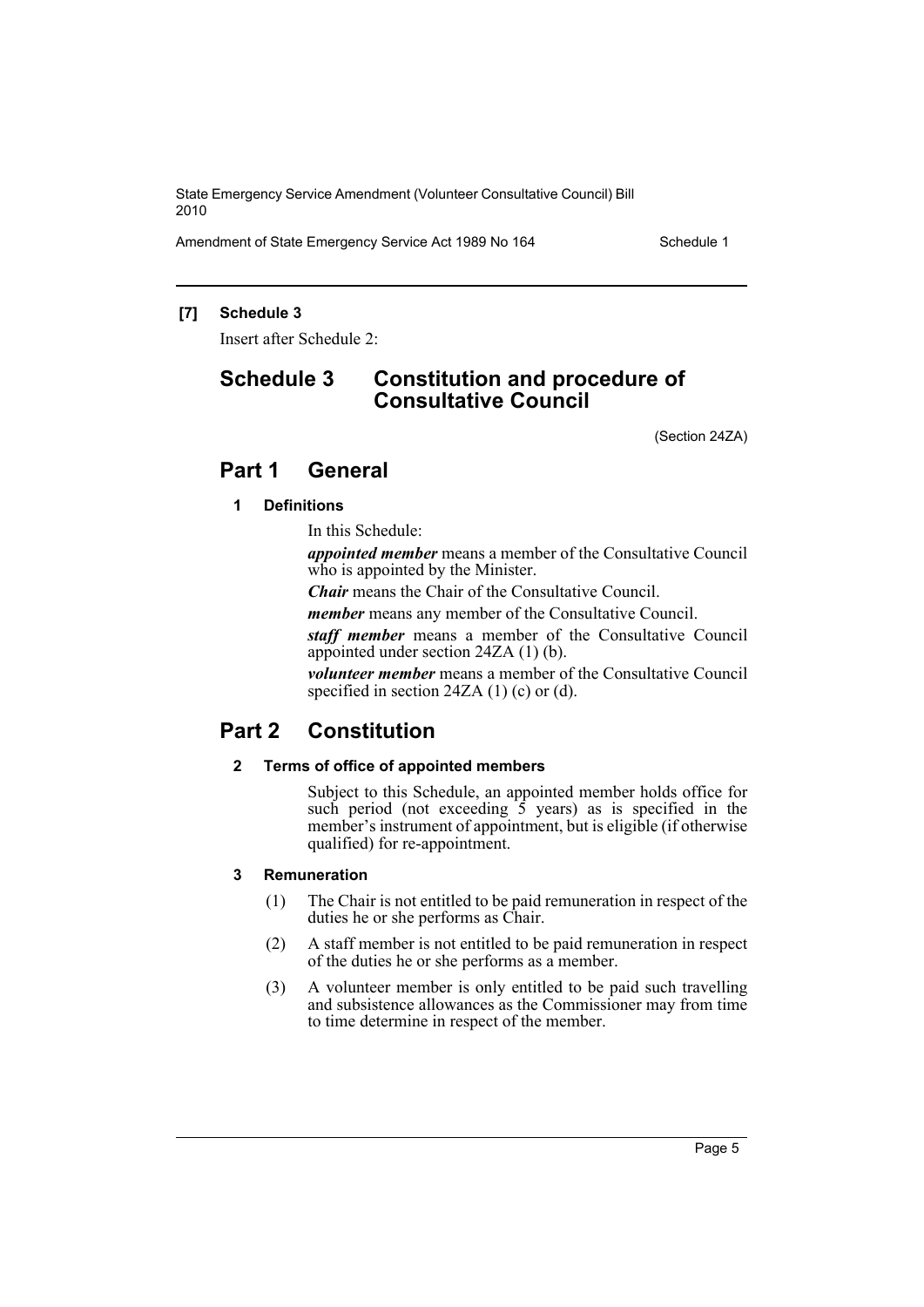**[7] Schedule 3**

Insert after Schedule 2:

## Schedule 3 Constitution and procedure of Consultative Council

(Section 24ZA)

## Part 1 General

### 1 Definitions

In this Schedule:

***appointed member*** means a member of the Consultative Council who is appointed by the Minister.

***Chair*** means the Chair of the Consultative Council.

***member*** means any member of the Consultative Council.

***staff member*** means a member of the Consultative Council appointed under section 24ZA (1) (b).

***volunteer member*** means a member of the Consultative Council specified in section 24ZA (1) (c) or (d).

## Part 2 Constitution

### 2 Terms of office of appointed members

Subject to this Schedule, an appointed member holds office for such period (not exceeding 5 years) as is specified in the member's instrument of appointment, but is eligible (if otherwise qualified) for re-appointment.

### 3 Remuneration

(1) The Chair is not entitled to be paid remuneration in respect of the duties he or she performs as Chair.

(2) A staff member is not entitled to be paid remuneration in respect of the duties he or she performs as a member.

(3) A volunteer member is only entitled to be paid such travelling and subsistence allowances as the Commissioner may from time to time determine in respect of the member.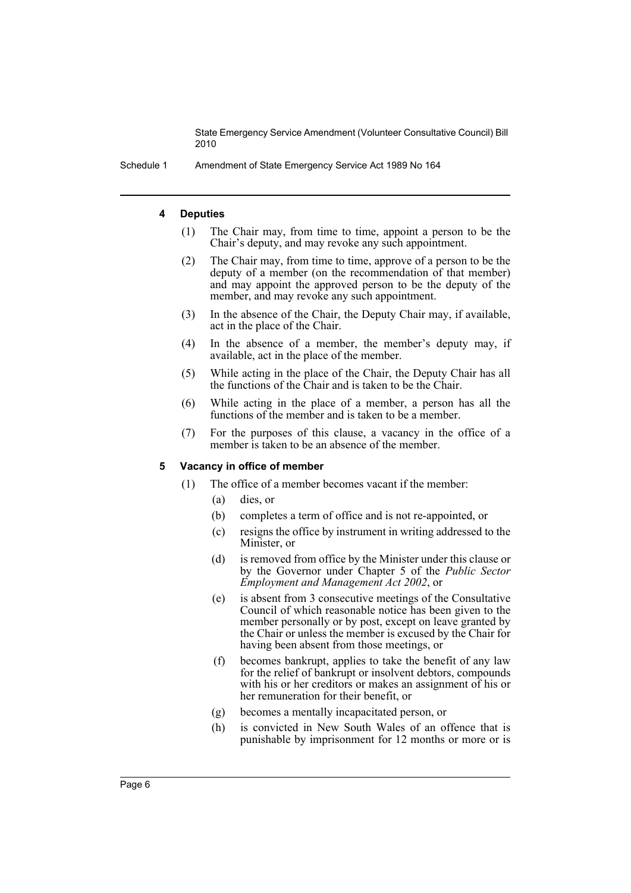#### 4 Deputies

(1) The Chair may, from time to time, appoint a person to be the Chair's deputy, and may revoke any such appointment.

(2) The Chair may, from time to time, approve of a person to be the deputy of a member (on the recommendation of that member) and may appoint the approved person to be the deputy of the member, and may revoke any such appointment.

(3) In the absence of the Chair, the Deputy Chair may, if available, act in the place of the Chair.

(4) In the absence of a member, the member's deputy may, if available, act in the place of the member.

(5) While acting in the place of the Chair, the Deputy Chair has all the functions of the Chair and is taken to be the Chair.

(6) While acting in the place of a member, a person has all the functions of the member and is taken to be a member.

(7) For the purposes of this clause, a vacancy in the office of a member is taken to be an absence of the member.

#### 5 Vacancy in office of member

(1) The office of a member becomes vacant if the member:

- (a) dies, or
- (b) completes a term of office and is not re-appointed, or
- (c) resigns the office by instrument in writing addressed to the Minister, or
- (d) is removed from office by the Minister under this clause or by the Governor under Chapter 5 of the *Public Sector Employment and Management Act 2002*, or
- (e) is absent from 3 consecutive meetings of the Consultative Council of which reasonable notice has been given to the member personally or by post, except on leave granted by the Chair or unless the member is excused by the Chair for having been absent from those meetings, or
- (f) becomes bankrupt, applies to take the benefit of any law for the relief of bankrupt or insolvent debtors, compounds with his or her creditors or makes an assignment of his or her remuneration for their benefit, or
- (g) becomes a mentally incapacitated person, or
- (h) is convicted in New South Wales of an offence that is punishable by imprisonment for 12 months or more or is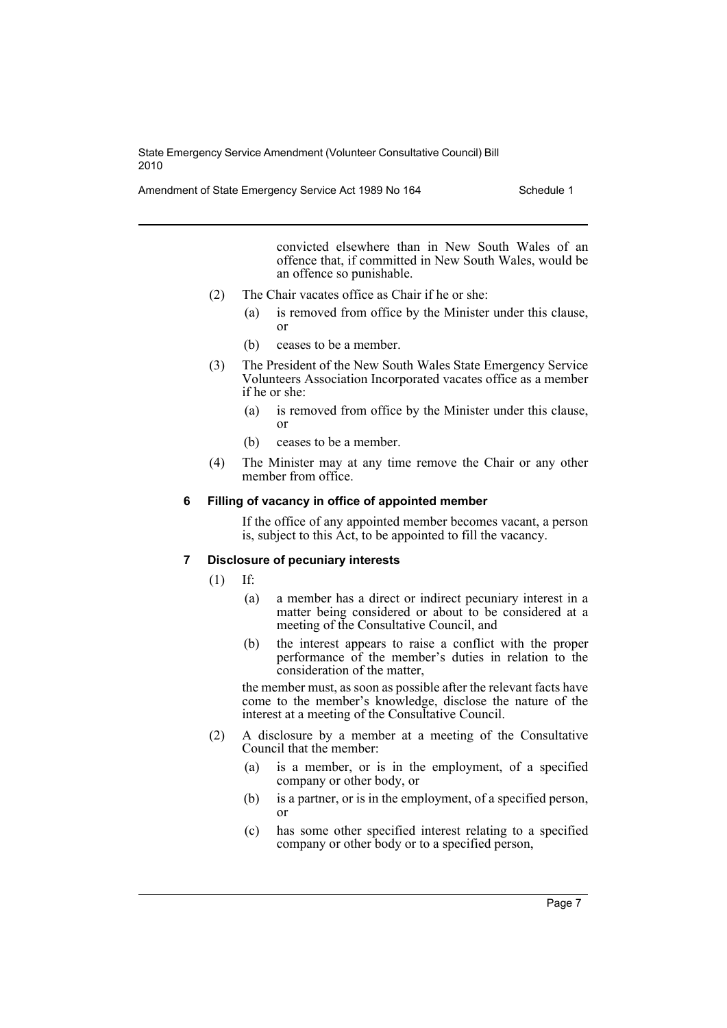convicted elsewhere than in New South Wales of an offence that, if committed in New South Wales, would be an offence so punishable.

(2) The Chair vacates office as Chair if he or she:

- (a) is removed from office by the Minister under this clause, or
- (b) ceases to be a member.

(3) The President of the New South Wales State Emergency Service Volunteers Association Incorporated vacates office as a member if he or she:

- (a) is removed from office by the Minister under this clause, or
- (b) ceases to be a member.

(4) The Minister may at any time remove the Chair or any other member from office.

### 6 Filling of vacancy in office of appointed member

If the office of any appointed member becomes vacant, a person is, subject to this Act, to be appointed to fill the vacancy.

### 7 Disclosure of pecuniary interests

(1) If:

- (a) a member has a direct or indirect pecuniary interest in a matter being considered or about to be considered at a meeting of the Consultative Council, and
- (b) the interest appears to raise a conflict with the proper performance of the member's duties in relation to the consideration of the matter,

the member must, as soon as possible after the relevant facts have come to the member's knowledge, disclose the nature of the interest at a meeting of the Consultative Council.

(2) A disclosure by a member at a meeting of the Consultative Council that the member:

- (a) is a member, or is in the employment, of a specified company or other body, or
- (b) is a partner, or is in the employment, of a specified person, or
- (c) has some other specified interest relating to a specified company or other body or to a specified person,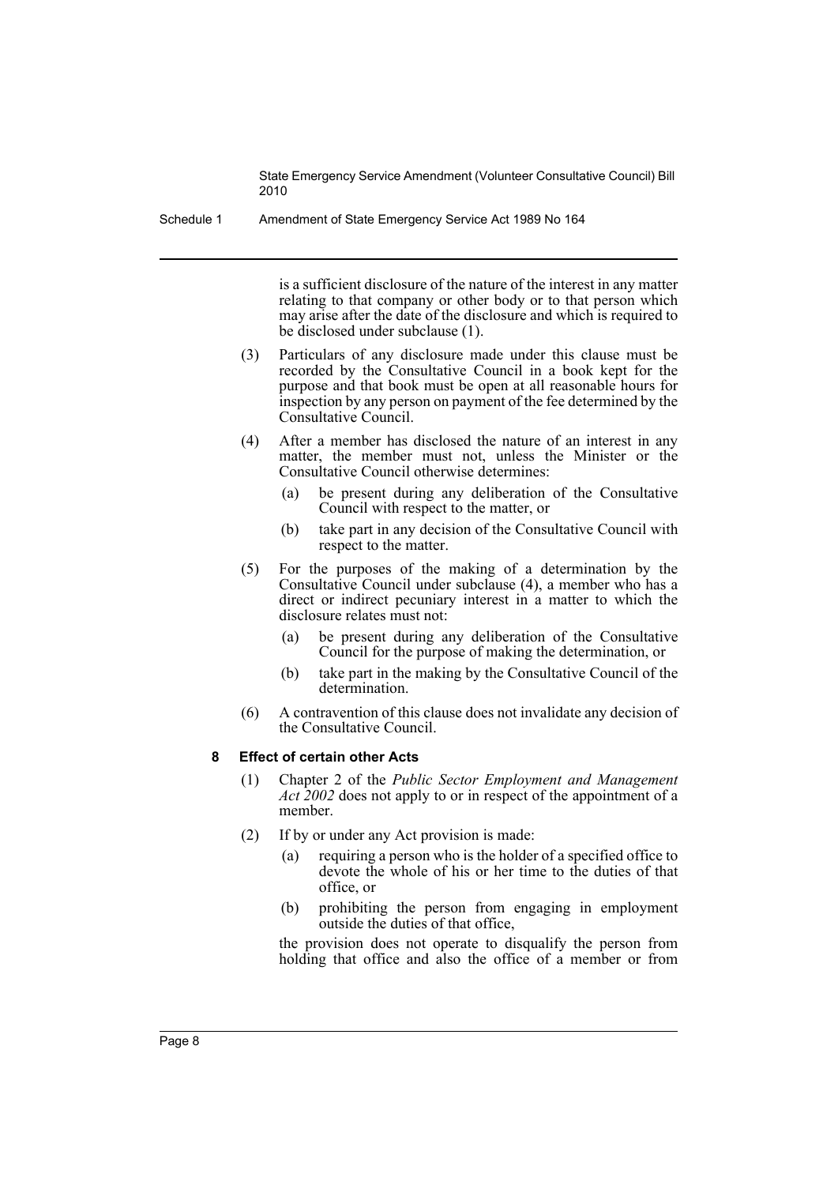is a sufficient disclosure of the nature of the interest in any matter relating to that company or other body or to that person which may arise after the date of the disclosure and which is required to be disclosed under subclause (1).

(3) Particulars of any disclosure made under this clause must be recorded by the Consultative Council in a book kept for the purpose and that book must be open at all reasonable hours for inspection by any person on payment of the fee determined by the Consultative Council.

(4) After a member has disclosed the nature of an interest in any matter, the member must not, unless the Minister or the Consultative Council otherwise determines:

- (a) be present during any deliberation of the Consultative Council with respect to the matter, or
- (b) take part in any decision of the Consultative Council with respect to the matter.

(5) For the purposes of the making of a determination by the Consultative Council under subclause (4), a member who has a direct or indirect pecuniary interest in a matter to which the disclosure relates must not:

- (a) be present during any deliberation of the Consultative Council for the purpose of making the determination, or
- (b) take part in the making by the Consultative Council of the determination.

(6) A contravention of this clause does not invalidate any decision of the Consultative Council.

#### 8 Effect of certain other Acts

(1) Chapter 2 of the *Public Sector Employment and Management Act 2002* does not apply to or in respect of the appointment of a member.

(2) If by or under any Act provision is made:

- (a) requiring a person who is the holder of a specified office to devote the whole of his or her time to the duties of that office, or
- (b) prohibiting the person from engaging in employment outside the duties of that office,

the provision does not operate to disqualify the person from holding that office and also the office of a member or from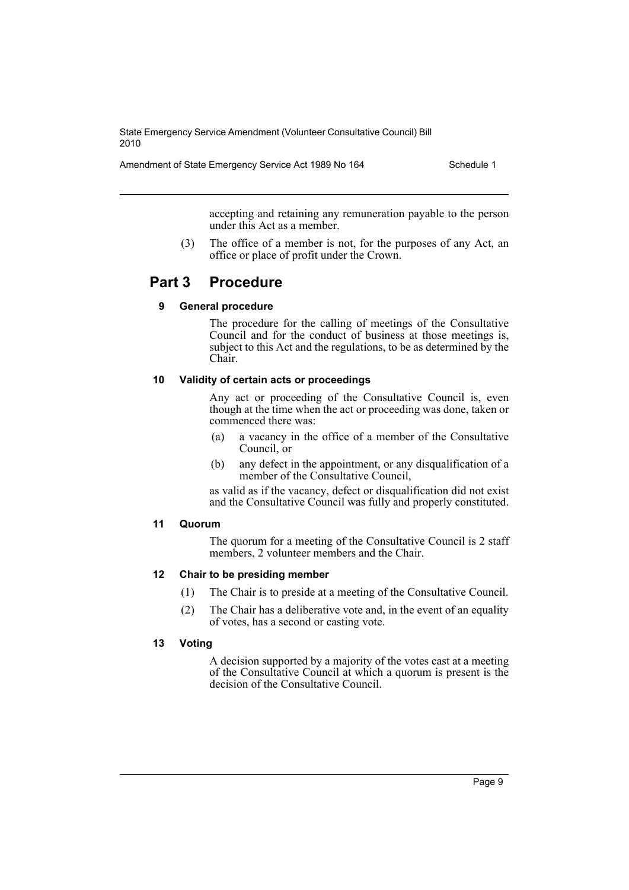accepting and retaining any remuneration payable to the person under this Act as a member.

(3) The office of a member is not, for the purposes of any Act, an office or place of profit under the Crown.

## Part 3 Procedure

### 9 General procedure

The procedure for the calling of meetings of the Consultative Council and for the conduct of business at those meetings is, subject to this Act and the regulations, to be as determined by the Chair.

### 10 Validity of certain acts or proceedings

Any act or proceeding of the Consultative Council is, even though at the time when the act or proceeding was done, taken or commenced there was:

(a) a vacancy in the office of a member of the Consultative Council, or

(b) any defect in the appointment, or any disqualification of a member of the Consultative Council,

as valid as if the vacancy, defect or disqualification did not exist and the Consultative Council was fully and properly constituted.

### 11 Quorum

The quorum for a meeting of the Consultative Council is 2 staff members, 2 volunteer members and the Chair.

### 12 Chair to be presiding member

(1) The Chair is to preside at a meeting of the Consultative Council.

(2) The Chair has a deliberative vote and, in the event of an equality of votes, has a second or casting vote.

### 13 Voting

A decision supported by a majority of the votes cast at a meeting of the Consultative Council at which a quorum is present is the decision of the Consultative Council.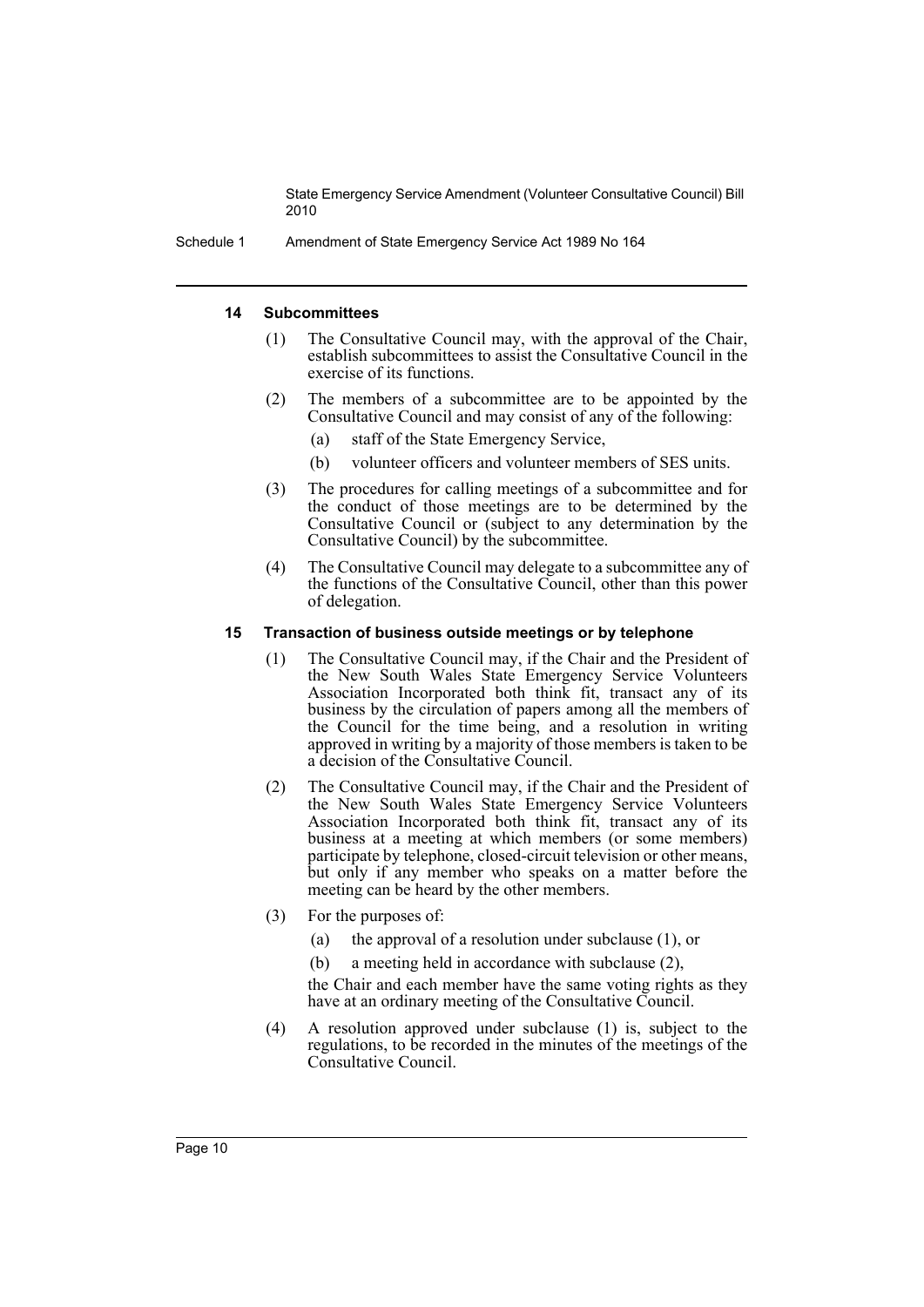#### 14 Subcommittees

(1) The Consultative Council may, with the approval of the Chair, establish subcommittees to assist the Consultative Council in the exercise of its functions.

(2) The members of a subcommittee are to be appointed by the Consultative Council and may consist of any of the following:

- (a) staff of the State Emergency Service,
- (b) volunteer officers and volunteer members of SES units.

(3) The procedures for calling meetings of a subcommittee and for the conduct of those meetings are to be determined by the Consultative Council or (subject to any determination by the Consultative Council) by the subcommittee.

(4) The Consultative Council may delegate to a subcommittee any of the functions of the Consultative Council, other than this power of delegation.

#### 15 Transaction of business outside meetings or by telephone

(1) The Consultative Council may, if the Chair and the President of the New South Wales State Emergency Service Volunteers Association Incorporated both think fit, transact any of its business by the circulation of papers among all the members of the Council for the time being, and a resolution in writing approved in writing by a majority of those members is taken to be a decision of the Consultative Council.

(2) The Consultative Council may, if the Chair and the President of the New South Wales State Emergency Service Volunteers Association Incorporated both think fit, transact any of its business at a meeting at which members (or some members) participate by telephone, closed-circuit television or other means, but only if any member who speaks on a matter before the meeting can be heard by the other members.

(3) For the purposes of:

- (a) the approval of a resolution under subclause (1), or
- (b) a meeting held in accordance with subclause (2),

the Chair and each member have the same voting rights as they have at an ordinary meeting of the Consultative Council.

(4) A resolution approved under subclause (1) is, subject to the regulations, to be recorded in the minutes of the meetings of the Consultative Council.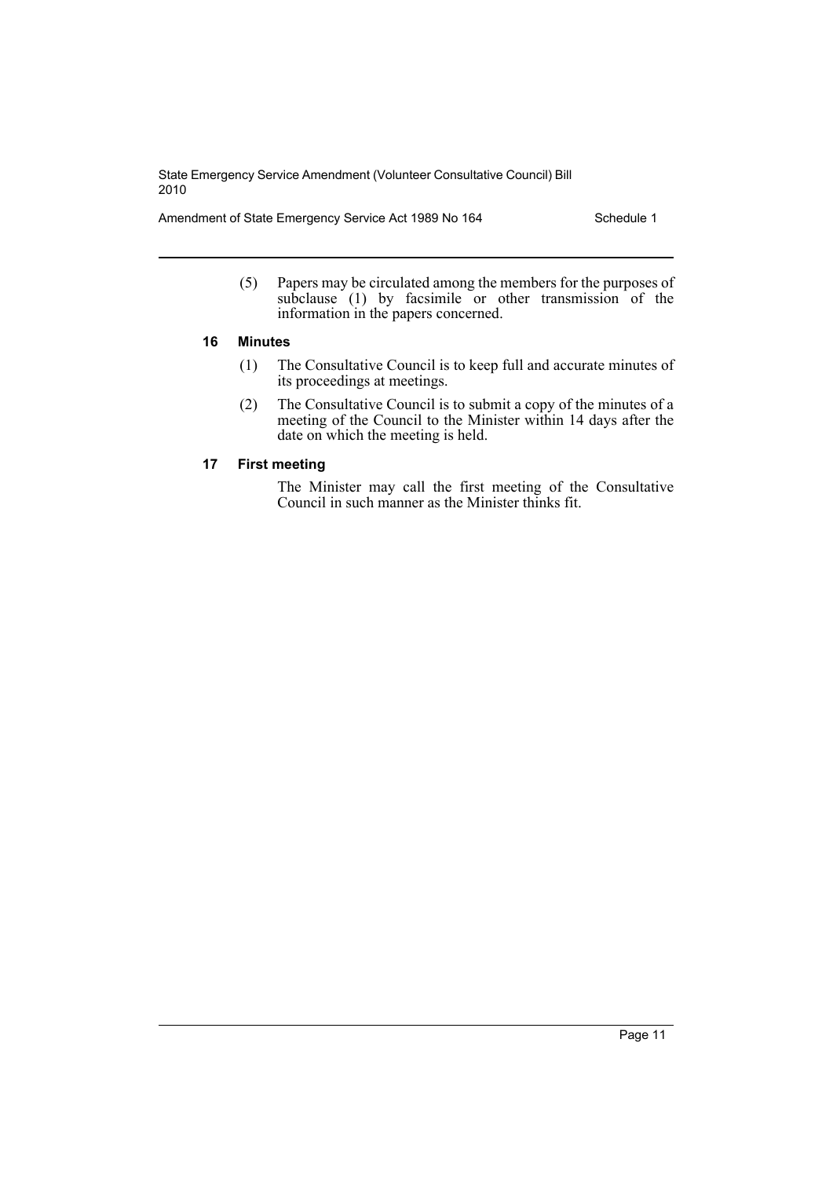(5) Papers may be circulated among the members for the purposes of subclause (1) by facsimile or other transmission of the information in the papers concerned.

### 16 Minutes

(1) The Consultative Council is to keep full and accurate minutes of its proceedings at meetings.

(2) The Consultative Council is to submit a copy of the minutes of a meeting of the Council to the Minister within 14 days after the date on which the meeting is held.

### 17 First meeting

The Minister may call the first meeting of the Consultative Council in such manner as the Minister thinks fit.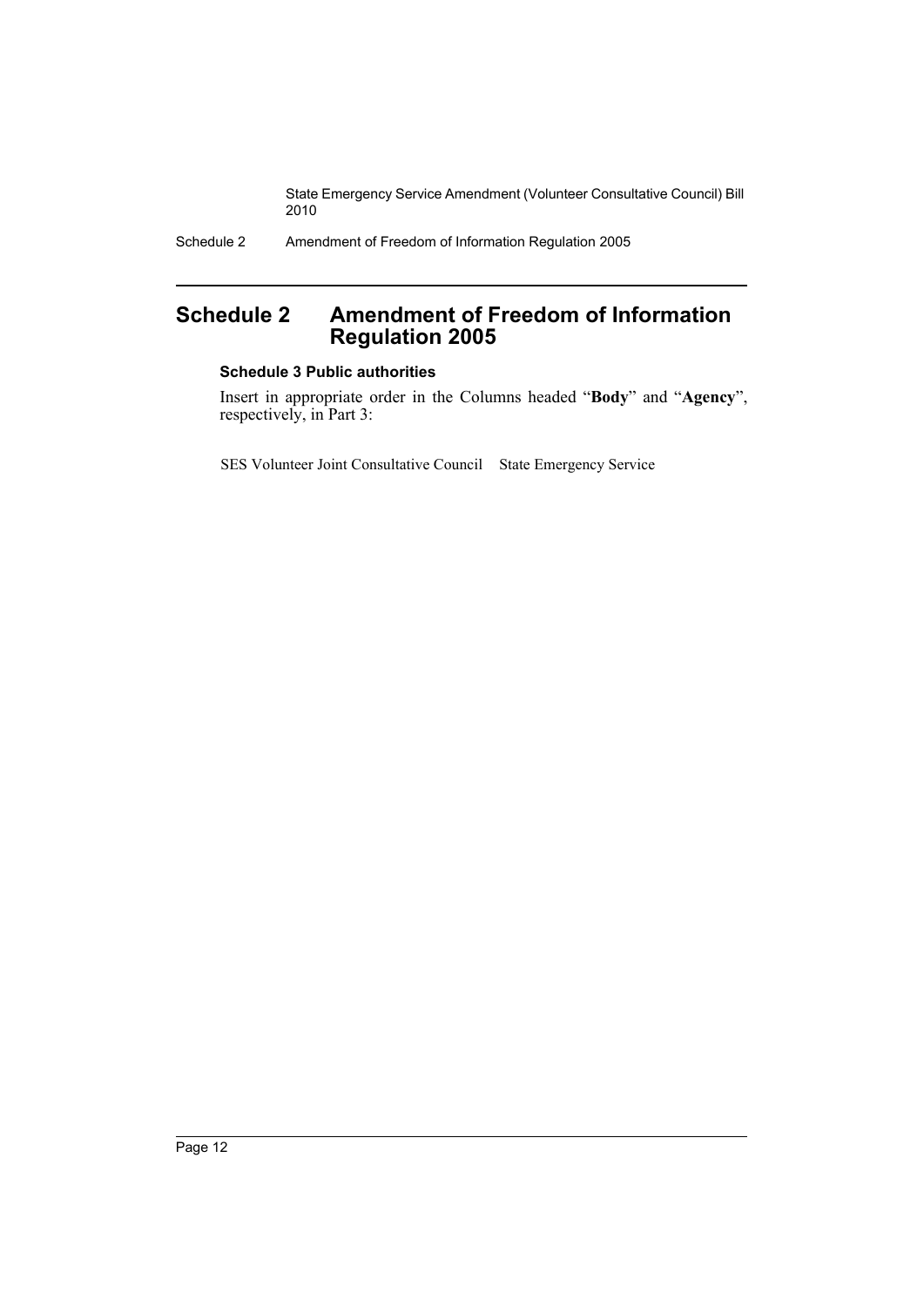# Schedule 2 Amendment of Freedom of Information Regulation 2005

### Schedule 3 Public authorities

Insert in appropriate order in the Columns headed "**Body**" and "**Agency**", respectively, in Part 3:

| | |
|---|---|
| SES Volunteer Joint Consultative Council | State Emergency Service |